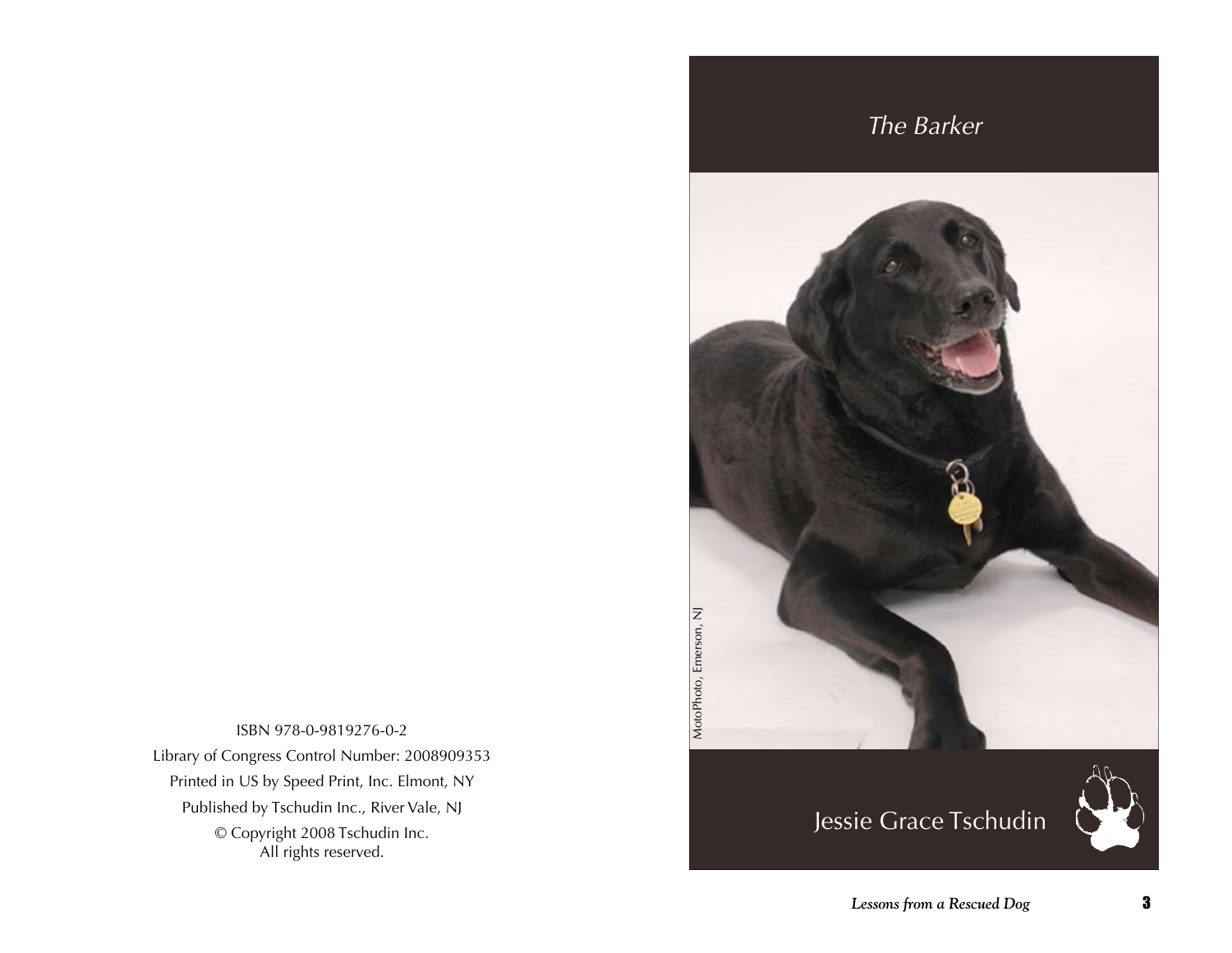ISBN 978-0-9819276-0-2

Library of Congress Control Number: 2008909353

Printed in US by Speed Print, Inc. Elmont, NY

Published by Tschudin Inc., River Vale, NJ

© Copyright 2008 Tschudin Inc.
All rights reserved.

# *The Barker*

MotoPhoto, Emerson, NJ

## Jessie Grace Tschudin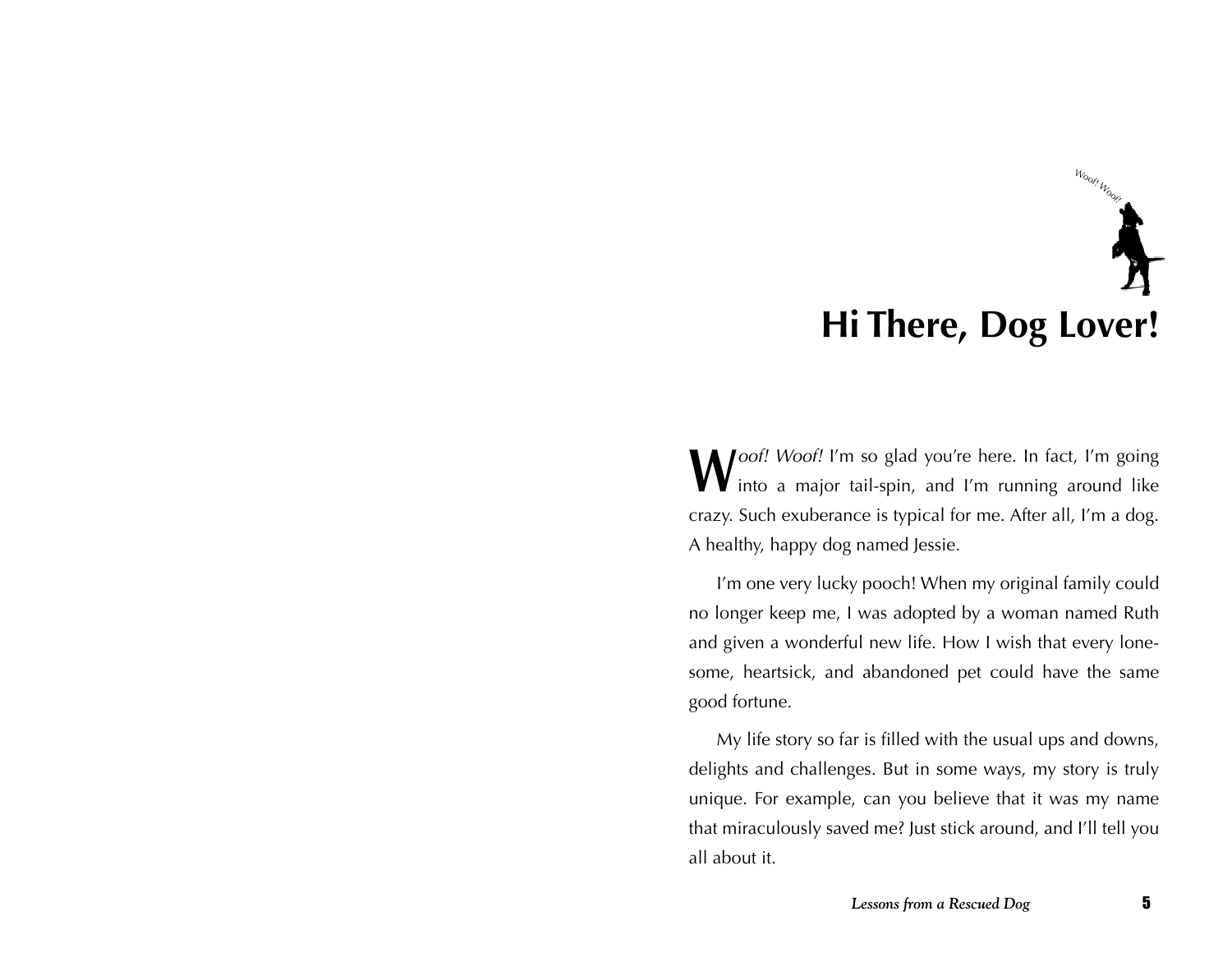# Hi There, Dog Lover!

*Woof! Woof!* I'm so glad you're here. In fact, I'm going into a major tail-spin, and I'm running around like crazy. Such exuberance is typical for me. After all, I'm a dog. A healthy, happy dog named Jessie.

I'm one very lucky pooch! When my original family could no longer keep me, I was adopted by a woman named Ruth and given a wonderful new life. How I wish that every lonesome, heartsick, and abandoned pet could have the same good fortune.

My life story so far is filled with the usual ups and downs, delights and challenges. But in some ways, my story is truly unique. For example, can you believe that it was my name that miraculously saved me? Just stick around, and I'll tell you all about it.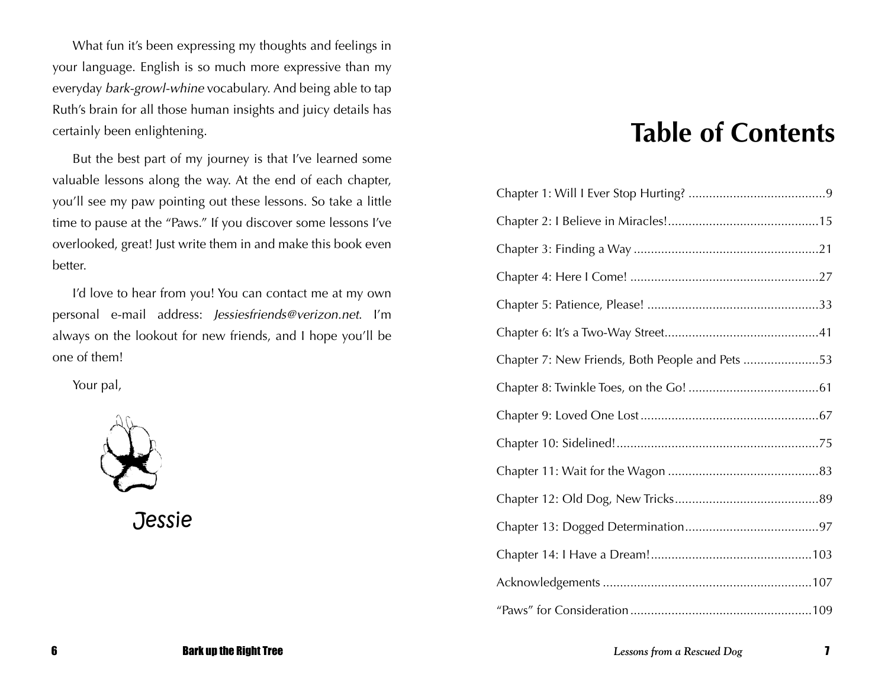What fun it's been expressing my thoughts and feelings in your language. English is so much more expressive than my everyday *bark-growl-whine* vocabulary. And being able to tap Ruth's brain for all those human insights and juicy details has certainly been enlightening.

But the best part of my journey is that I've learned some valuable lessons along the way. At the end of each chapter, you'll see my paw pointing out these lessons. So take a little time to pause at the "Paws." If you discover some lessons I've overlooked, great! Just write them in and make this book even better.

I'd love to hear from you! You can contact me at my own personal e-mail address: *Jessiesfriends@verizon.net*. I'm always on the lookout for new friends, and I hope you'll be one of them!

Your pal,

Jessie

# Table of Contents

Chapter 1: Will I Ever Stop Hurting? ........................................9

Chapter 2: I Believe in Miracles!............................................15

Chapter 3: Finding a Way ......................................................21

Chapter 4: Here I Come! .......................................................27

Chapter 5: Patience, Please! ..................................................33

Chapter 6: It's a Two-Way Street.............................................41

Chapter 7: New Friends, Both People and Pets ......................53

Chapter 8: Twinkle Toes, on the Go! ......................................61

Chapter 9: Loved One Lost ....................................................67

Chapter 10: Sidelined!...........................................................75

Chapter 11: Wait for the Wagon ............................................83

Chapter 12: Old Dog, New Tricks..........................................89

Chapter 13: Dogged Determination.......................................97

Chapter 14: I Have a Dream!...............................................103

Acknowledgements .............................................................107

"Paws" for Consideration .....................................................109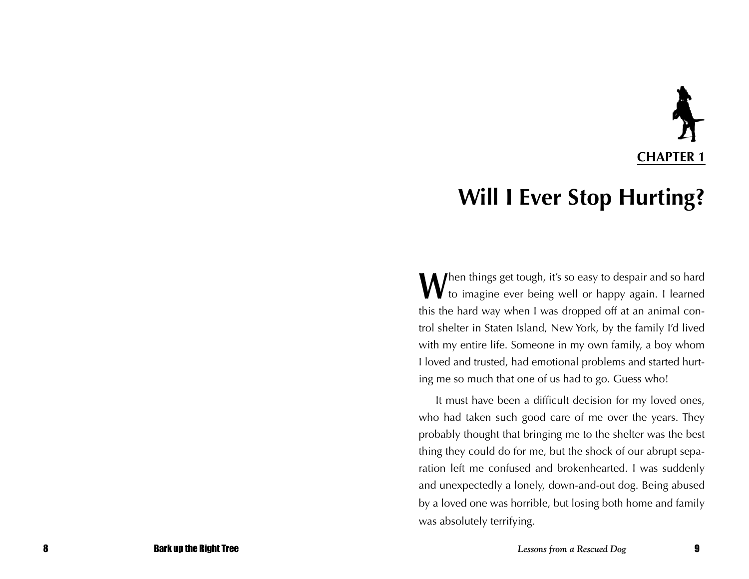## CHAPTER 1

# Will I Ever Stop Hurting?

When things get tough, it's so easy to despair and so hard to imagine ever being well or happy again. I learned this the hard way when I was dropped off at an animal control shelter in Staten Island, New York, by the family I'd lived with my entire life. Someone in my own family, a boy whom I loved and trusted, had emotional problems and started hurting me so much that one of us had to go. Guess who!

It must have been a difficult decision for my loved ones, who had taken such good care of me over the years. They probably thought that bringing me to the shelter was the best thing they could do for me, but the shock of our abrupt separation left me confused and brokenhearted. I was suddenly and unexpectedly a lonely, down-and-out dog. Being abused by a loved one was horrible, but losing both home and family was absolutely terrifying.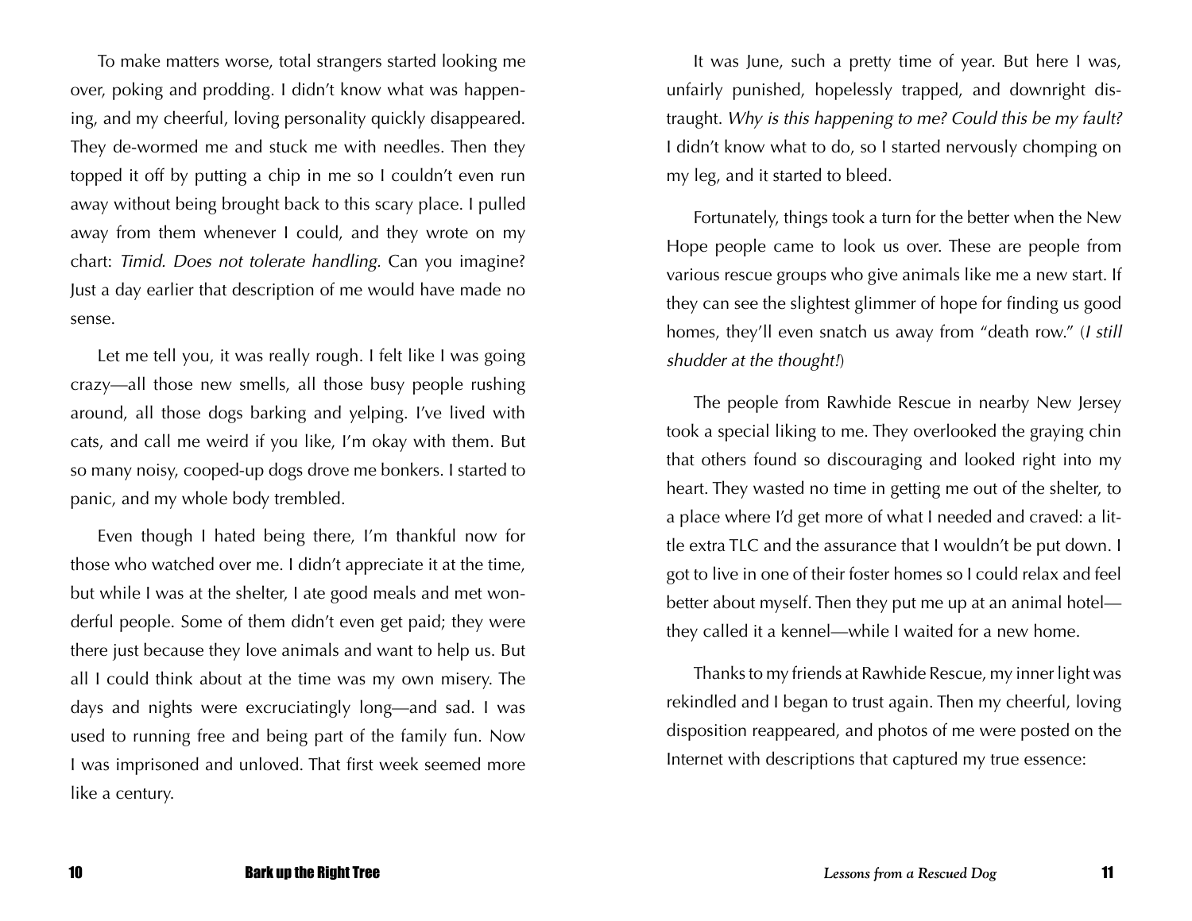To make matters worse, total strangers started looking me over, poking and prodding. I didn't know what was happening, and my cheerful, loving personality quickly disappeared. They de-wormed me and stuck me with needles. Then they topped it off by putting a chip in me so I couldn't even run away without being brought back to this scary place. I pulled away from them whenever I could, and they wrote on my chart: *Timid. Does not tolerate handling.* Can you imagine? Just a day earlier that description of me would have made no sense.

Let me tell you, it was really rough. I felt like I was going crazy—all those new smells, all those busy people rushing around, all those dogs barking and yelping. I've lived with cats, and call me weird if you like, I'm okay with them. But so many noisy, cooped-up dogs drove me bonkers. I started to panic, and my whole body trembled.

Even though I hated being there, I'm thankful now for those who watched over me. I didn't appreciate it at the time, but while I was at the shelter, I ate good meals and met wonderful people. Some of them didn't even get paid; they were there just because they love animals and want to help us. But all I could think about at the time was my own misery. The days and nights were excruciatingly long—and sad. I was used to running free and being part of the family fun. Now I was imprisoned and unloved. That first week seemed more like a century.

It was June, such a pretty time of year. But here I was, unfairly punished, hopelessly trapped, and downright distraught. *Why is this happening to me? Could this be my fault?* I didn't know what to do, so I started nervously chomping on my leg, and it started to bleed.

Fortunately, things took a turn for the better when the New Hope people came to look us over. These are people from various rescue groups who give animals like me a new start. If they can see the slightest glimmer of hope for finding us good homes, they'll even snatch us away from "death row." (*I still shudder at the thought!*)

The people from Rawhide Rescue in nearby New Jersey took a special liking to me. They overlooked the graying chin that others found so discouraging and looked right into my heart. They wasted no time in getting me out of the shelter, to a place where I'd get more of what I needed and craved: a little extra TLC and the assurance that I wouldn't be put down. I got to live in one of their foster homes so I could relax and feel better about myself. Then they put me up at an animal hotel—they called it a kennel—while I waited for a new home.

Thanks to my friends at Rawhide Rescue, my inner light was rekindled and I began to trust again. Then my cheerful, loving disposition reappeared, and photos of me were posted on the Internet with descriptions that captured my true essence: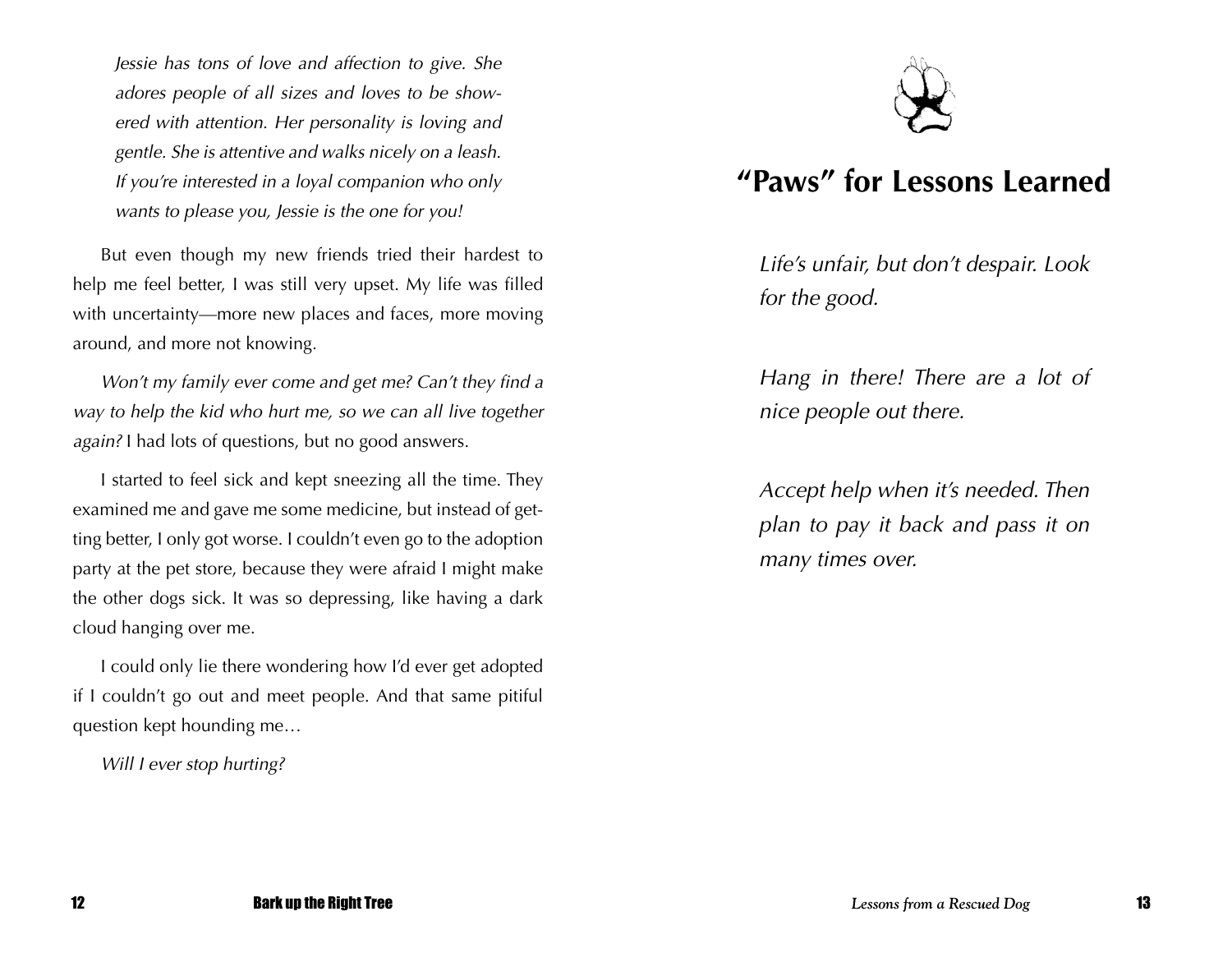*Jessie has tons of love and affection to give. She adores people of all sizes and loves to be showered with attention. Her personality is loving and gentle. She is attentive and walks nicely on a leash. If you're interested in a loyal companion who only wants to please you, Jessie is the one for you!*

But even though my new friends tried their hardest to help me feel better, I was still very upset. My life was filled with uncertainty—more new places and faces, more moving around, and more not knowing.

*Won't my family ever come and get me? Can't they find a way to help the kid who hurt me, so we can all live together again?* I had lots of questions, but no good answers.

I started to feel sick and kept sneezing all the time. They examined me and gave me some medicine, but instead of getting better, I only got worse. I couldn't even go to the adoption party at the pet store, because they were afraid I might make the other dogs sick. It was so depressing, like having a dark cloud hanging over me.

I could only lie there wondering how I'd ever get adopted if I couldn't go out and meet people. And that same pitiful question kept hounding me…

*Will I ever stop hurting?*

## "Paws" for Lessons Learned

*Life's unfair, but don't despair. Look for the good.*

*Hang in there! There are a lot of nice people out there.*

*Accept help when it's needed. Then plan to pay it back and pass it on many times over.*